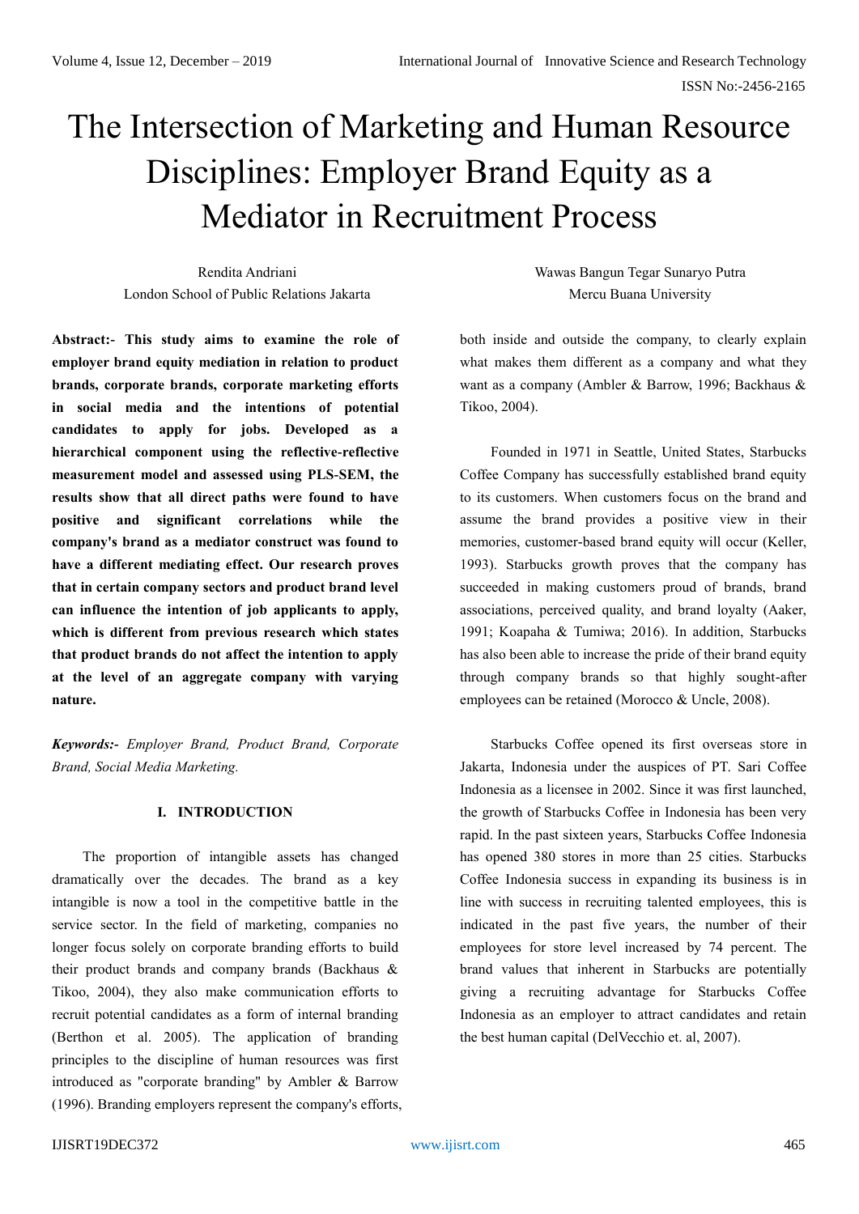# The Intersection of Marketing and Human Resource Disciplines: Employer Brand Equity as a Mediator in Recruitment Process

Rendita Andriani
London School of Public Relations Jakarta

Wawas Bangun Tegar Sunaryo Putra
Mercu Buana University

**Abstract:- This study aims to examine the role of employer brand equity mediation in relation to product brands, corporate brands, corporate marketing efforts in social media and the intentions of potential candidates to apply for jobs. Developed as a hierarchical component using the reflective-reflective measurement model and assessed using PLS-SEM, the results show that all direct paths were found to have positive and significant correlations while the company's brand as a mediator construct was found to have a different mediating effect. Our research proves that in certain company sectors and product brand level can influence the intention of job applicants to apply, which is different from previous research which states that product brands do not affect the intention to apply at the level of an aggregate company with varying nature.**

***Keywords:-** Employer Brand, Product Brand, Corporate Brand, Social Media Marketing.*

## I. INTRODUCTION

The proportion of intangible assets has changed dramatically over the decades. The brand as a key intangible is now a tool in the competitive battle in the service sector. In the field of marketing, companies no longer focus solely on corporate branding efforts to build their product brands and company brands (Backhaus & Tikoo, 2004), they also make communication efforts to recruit potential candidates as a form of internal branding (Berthon et al. 2005). The application of branding principles to the discipline of human resources was first introduced as "corporate branding" by Ambler & Barrow (1996). Branding employers represent the company's efforts, both inside and outside the company, to clearly explain what makes them different as a company and what they want as a company (Ambler & Barrow, 1996; Backhaus & Tikoo, 2004).

Founded in 1971 in Seattle, United States, Starbucks Coffee Company has successfully established brand equity to its customers. When customers focus on the brand and assume the brand provides a positive view in their memories, customer-based brand equity will occur (Keller, 1993). Starbucks growth proves that the company has succeeded in making customers proud of brands, brand associations, perceived quality, and brand loyalty (Aaker, 1991; Koapaha & Tumiwa; 2016). In addition, Starbucks has also been able to increase the pride of their brand equity through company brands so that highly sought-after employees can be retained (Morocco & Uncle, 2008).

Starbucks Coffee opened its first overseas store in Jakarta, Indonesia under the auspices of PT. Sari Coffee Indonesia as a licensee in 2002. Since it was first launched, the growth of Starbucks Coffee in Indonesia has been very rapid. In the past sixteen years, Starbucks Coffee Indonesia has opened 380 stores in more than 25 cities. Starbucks Coffee Indonesia success in expanding its business is in line with success in recruiting talented employees, this is indicated in the past five years, the number of their employees for store level increased by 74 percent. The brand values that inherent in Starbucks are potentially giving a recruiting advantage for Starbucks Coffee Indonesia as an employer to attract candidates and retain the best human capital (DelVecchio et. al, 2007).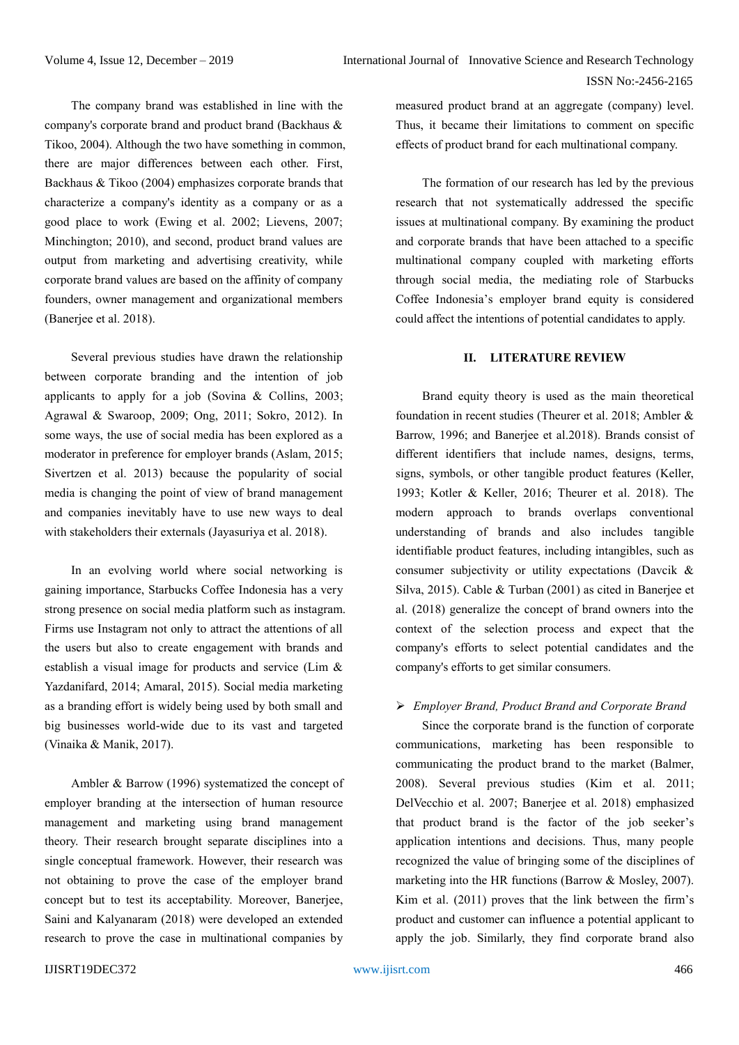The company brand was established in line with the company's corporate brand and product brand (Backhaus & Tikoo, 2004). Although the two have something in common, there are major differences between each other. First, Backhaus & Tikoo (2004) emphasizes corporate brands that characterize a company's identity as a company or as a good place to work (Ewing et al. 2002; Lievens, 2007; Minchington; 2010), and second, product brand values are output from marketing and advertising creativity, while corporate brand values are based on the affinity of company founders, owner management and organizational members (Banerjee et al. 2018).

Several previous studies have drawn the relationship between corporate branding and the intention of job applicants to apply for a job (Sovina & Collins, 2003; Agrawal & Swaroop, 2009; Ong, 2011; Sokro, 2012). In some ways, the use of social media has been explored as a moderator in preference for employer brands (Aslam, 2015; Sivertzen et al. 2013) because the popularity of social media is changing the point of view of brand management and companies inevitably have to use new ways to deal with stakeholders their externals (Jayasuriya et al. 2018).

In an evolving world where social networking is gaining importance, Starbucks Coffee Indonesia has a very strong presence on social media platform such as instagram. Firms use Instagram not only to attract the attentions of all the users but also to create engagement with brands and establish a visual image for products and service (Lim & Yazdanifard, 2014; Amaral, 2015). Social media marketing as a branding effort is widely being used by both small and big businesses world-wide due to its vast and targeted (Vinaika & Manik, 2017).

Ambler & Barrow (1996) systematized the concept of employer branding at the intersection of human resource management and marketing using brand management theory. Their research brought separate disciplines into a single conceptual framework. However, their research was not obtaining to prove the case of the employer brand concept but to test its acceptability. Moreover, Banerjee, Saini and Kalyanaram (2018) were developed an extended research to prove the case in multinational companies by measured product brand at an aggregate (company) level. Thus, it became their limitations to comment on specific effects of product brand for each multinational company.

The formation of our research has led by the previous research that not systematically addressed the specific issues at multinational company. By examining the product and corporate brands that have been attached to a specific multinational company coupled with marketing efforts through social media, the mediating role of Starbucks Coffee Indonesia's employer brand equity is considered could affect the intentions of potential candidates to apply.

## II. LITERATURE REVIEW

Brand equity theory is used as the main theoretical foundation in recent studies (Theurer et al. 2018; Ambler & Barrow, 1996; and Banerjee et al.2018). Brands consist of different identifiers that include names, designs, terms, signs, symbols, or other tangible product features (Keller, 1993; Kotler & Keller, 2016; Theurer et al. 2018). The modern approach to brands overlaps conventional understanding of brands and also includes tangible identifiable product features, including intangibles, such as consumer subjectivity or utility expectations (Davcik & Silva, 2015). Cable & Turban (2001) as cited in Banerjee et al. (2018) generalize the concept of brand owners into the context of the selection process and expect that the company's efforts to select potential candidates and the company's efforts to get similar consumers.

➢ *Employer Brand, Product Brand and Corporate Brand*

Since the corporate brand is the function of corporate communications, marketing has been responsible to communicating the product brand to the market (Balmer, 2008). Several previous studies (Kim et al. 2011; DelVecchio et al. 2007; Banerjee et al. 2018) emphasized that product brand is the factor of the job seeker's application intentions and decisions. Thus, many people recognized the value of bringing some of the disciplines of marketing into the HR functions (Barrow & Mosley, 2007). Kim et al. (2011) proves that the link between the firm's product and customer can influence a potential applicant to apply the job. Similarly, they find corporate brand also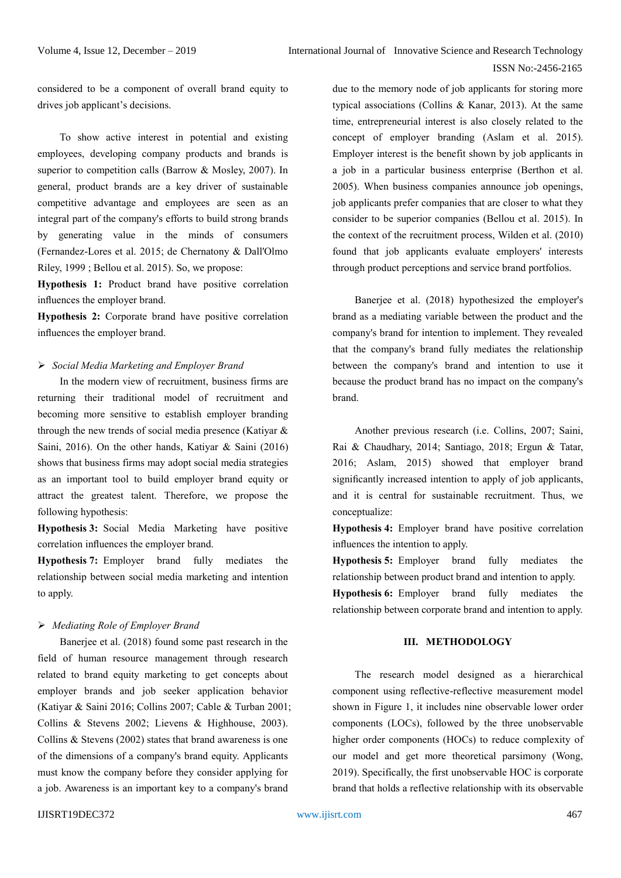considered to be a component of overall brand equity to drives job applicant's decisions.

To show active interest in potential and existing employees, developing company products and brands is superior to competition calls (Barrow & Mosley, 2007). In general, product brands are a key driver of sustainable competitive advantage and employees are seen as an integral part of the company's efforts to build strong brands by generating value in the minds of consumers (Fernandez-Lores et al. 2015; de Chernatony & Dall'Olmo Riley, 1999 ; Bellou et al. 2015). So, we propose:

**Hypothesis 1:** Product brand have positive correlation influences the employer brand.

**Hypothesis 2:** Corporate brand have positive correlation influences the employer brand.

➢ *Social Media Marketing and Employer Brand*

In the modern view of recruitment, business firms are returning their traditional model of recruitment and becoming more sensitive to establish employer branding through the new trends of social media presence (Katiyar & Saini, 2016). On the other hands, Katiyar & Saini (2016) shows that business firms may adopt social media strategies as an important tool to build employer brand equity or attract the greatest talent. Therefore, we propose the following hypothesis:

**Hypothesis 3:** Social Media Marketing have positive correlation influences the employer brand.

**Hypothesis 7:** Employer brand fully mediates the relationship between social media marketing and intention to apply.

➢ *Mediating Role of Employer Brand*

Banerjee et al. (2018) found some past research in the field of human resource management through research related to brand equity marketing to get concepts about employer brands and job seeker application behavior (Katiyar & Saini 2016; Collins 2007; Cable & Turban 2001; Collins & Stevens 2002; Lievens & Highhouse, 2003). Collins & Stevens (2002) states that brand awareness is one of the dimensions of a company's brand equity. Applicants must know the company before they consider applying for a job. Awareness is an important key to a company's brand due to the memory node of job applicants for storing more typical associations (Collins & Kanar, 2013). At the same time, entrepreneurial interest is also closely related to the concept of employer branding (Aslam et al. 2015). Employer interest is the benefit shown by job applicants in a job in a particular business enterprise (Berthon et al. 2005). When business companies announce job openings, job applicants prefer companies that are closer to what they consider to be superior companies (Bellou et al. 2015). In the context of the recruitment process, Wilden et al. (2010) found that job applicants evaluate employers' interests through product perceptions and service brand portfolios.

Banerjee et al. (2018) hypothesized the employer's brand as a mediating variable between the product and the company's brand for intention to implement. They revealed that the company's brand fully mediates the relationship between the company's brand and intention to use it because the product brand has no impact on the company's brand.

Another previous research (i.e. Collins, 2007; Saini, Rai & Chaudhary, 2014; Santiago, 2018; Ergun & Tatar, 2016; Aslam, 2015) showed that employer brand significantly increased intention to apply of job applicants, and it is central for sustainable recruitment. Thus, we conceptualize:

**Hypothesis 4:** Employer brand have positive correlation influences the intention to apply.

**Hypothesis 5:** Employer brand fully mediates the relationship between product brand and intention to apply.

**Hypothesis 6:** Employer brand fully mediates the relationship between corporate brand and intention to apply.

## III. METHODOLOGY

The research model designed as a hierarchical component using reflective-reflective measurement model shown in Figure 1, it includes nine observable lower order components (LOCs), followed by the three unobservable higher order components (HOCs) to reduce complexity of our model and get more theoretical parsimony (Wong, 2019). Specifically, the first unobservable HOC is corporate brand that holds a reflective relationship with its observable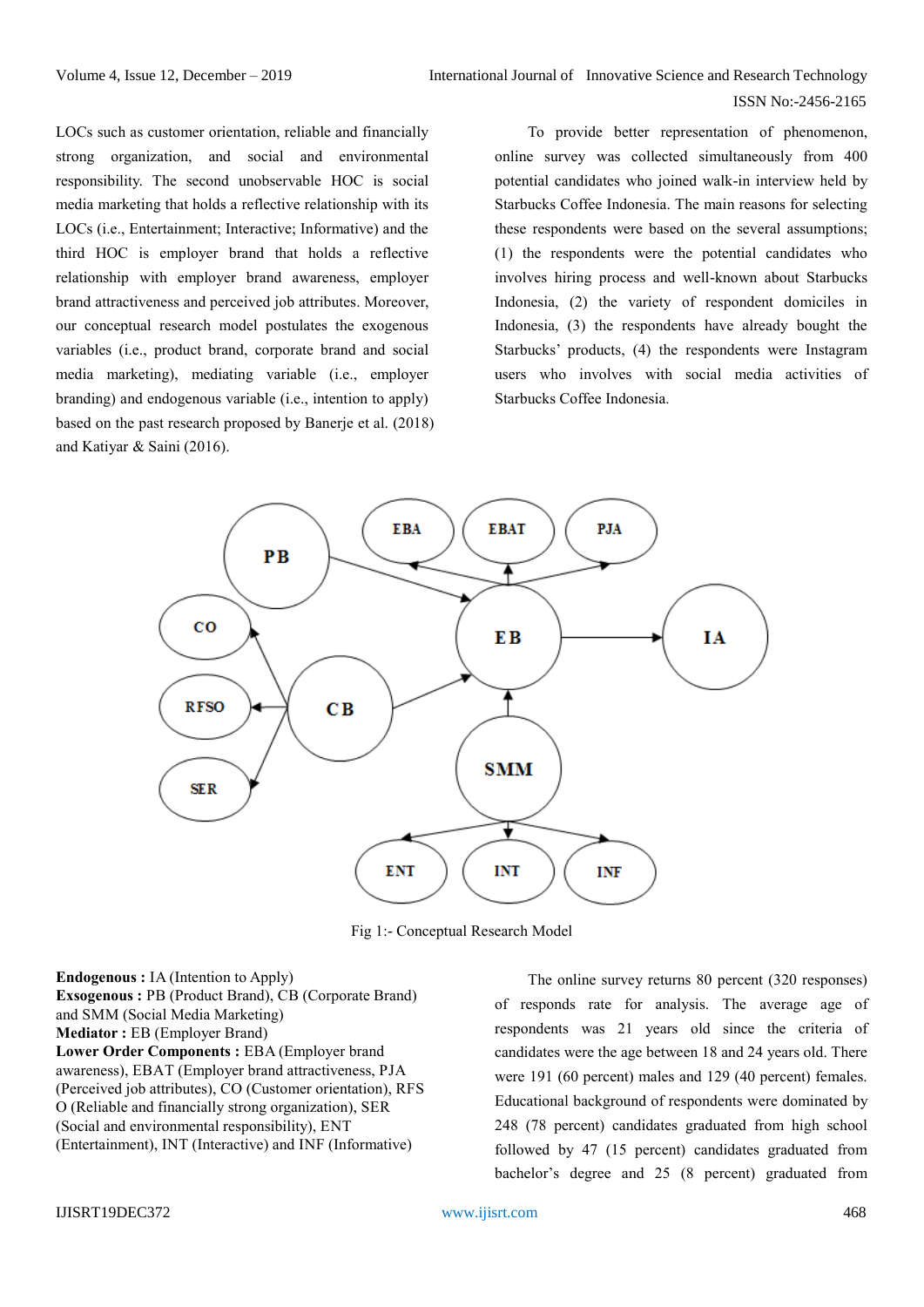LOCs such as customer orientation, reliable and financially strong organization, and social and environmental responsibility. The second unobservable HOC is social media marketing that holds a reflective relationship with its LOCs (i.e., Entertainment; Interactive; Informative) and the third HOC is employer brand that holds a reflective relationship with employer brand awareness, employer brand attractiveness and perceived job attributes. Moreover, our conceptual research model postulates the exogenous variables (i.e., product brand, corporate brand and social media marketing), mediating variable (i.e., employer branding) and endogenous variable (i.e., intention to apply) based on the past research proposed by Banerje et al. (2018) and Katiyar & Saini (2016).

To provide better representation of phenomenon, online survey was collected simultaneously from 400 potential candidates who joined walk-in interview held by Starbucks Coffee Indonesia. The main reasons for selecting these respondents were based on the several assumptions; (1) the respondents were the potential candidates who involves hiring process and well-known about Starbucks Indonesia, (2) the variety of respondent domiciles in Indonesia, (3) the respondents have already bought the Starbucks' products, (4) the respondents were Instagram users who involves with social media activities of Starbucks Coffee Indonesia.

Fig 1:- Conceptual Research Model

**Endogenous :** IA (Intention to Apply)
**Exsogenous :** PB (Product Brand), CB (Corporate Brand) and SMM (Social Media Marketing)
**Mediator :** EB (Employer Brand)
**Lower Order Components :** EBA (Employer brand awareness), EBAT (Employer brand attractiveness, PJA (Perceived job attributes), CO (Customer orientation), RFS O (Reliable and financially strong organization), SER (Social and environmental responsibility), ENT (Entertainment), INT (Interactive) and INF (Informative)

The online survey returns 80 percent (320 responses) of responds rate for analysis. The average age of respondents was 21 years old since the criteria of candidates were the age between 18 and 24 years old. There were 191 (60 percent) males and 129 (40 percent) females. Educational background of respondents were dominated by 248 (78 percent) candidates graduated from high school followed by 47 (15 percent) candidates graduated from bachelor's degree and 25 (8 percent) graduated from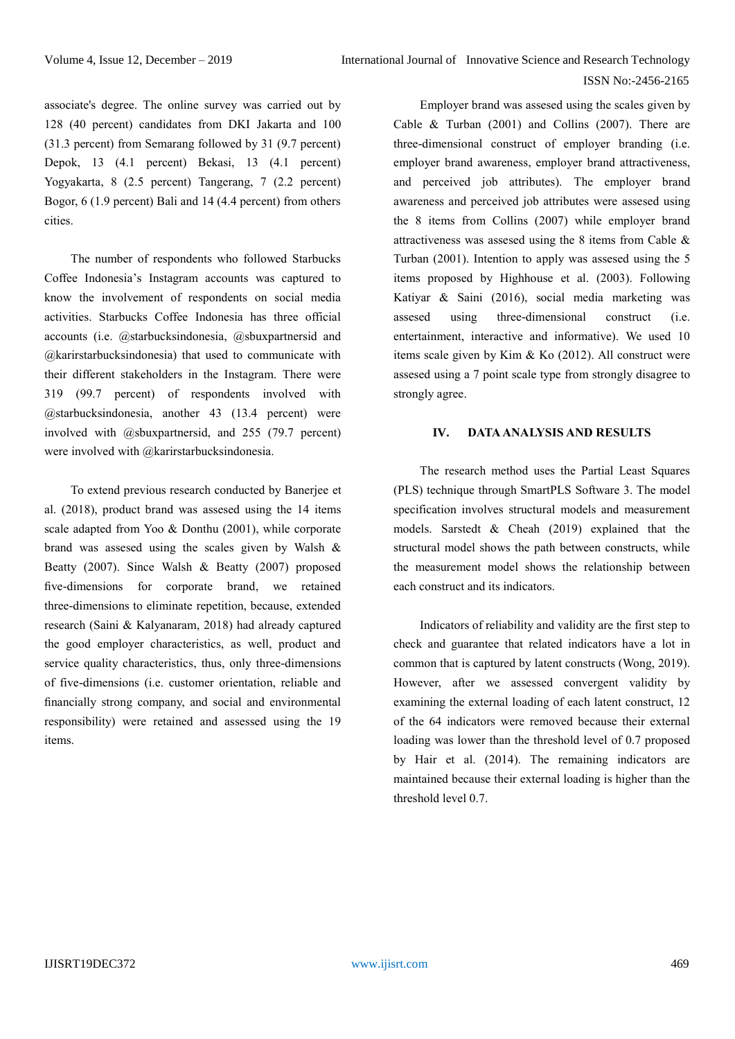associate's degree. The online survey was carried out by 128 (40 percent) candidates from DKI Jakarta and 100 (31.3 percent) from Semarang followed by 31 (9.7 percent) Depok, 13 (4.1 percent) Bekasi, 13 (4.1 percent) Yogyakarta, 8 (2.5 percent) Tangerang, 7 (2.2 percent) Bogor, 6 (1.9 percent) Bali and 14 (4.4 percent) from others cities.

The number of respondents who followed Starbucks Coffee Indonesia's Instagram accounts was captured to know the involvement of respondents on social media activities. Starbucks Coffee Indonesia has three official accounts (i.e. @starbucksindonesia, @sbuxpartnersid and @karirstarbucksindonesia) that used to communicate with their different stakeholders in the Instagram. There were 319 (99.7 percent) of respondents involved with @starbucksindonesia, another 43 (13.4 percent) were involved with @sbuxpartnersid, and 255 (79.7 percent) were involved with @karirstarbucksindonesia.

To extend previous research conducted by Banerjee et al. (2018), product brand was assesed using the 14 items scale adapted from Yoo & Donthu (2001), while corporate brand was assesed using the scales given by Walsh & Beatty (2007). Since Walsh & Beatty (2007) proposed five-dimensions for corporate brand, we retained three-dimensions to eliminate repetition, because, extended research (Saini & Kalyanaram, 2018) had already captured the good employer characteristics, as well, product and service quality characteristics, thus, only three-dimensions of five-dimensions (i.e. customer orientation, reliable and financially strong company, and social and environmental responsibility) were retained and assessed using the 19 items.

Employer brand was assesed using the scales given by Cable & Turban (2001) and Collins (2007). There are three-dimensional construct of employer branding (i.e. employer brand awareness, employer brand attractiveness, and perceived job attributes). The employer brand awareness and perceived job attributes were assesed using the 8 items from Collins (2007) while employer brand attractiveness was assesed using the 8 items from Cable & Turban (2001). Intention to apply was assesed using the 5 items proposed by Highhouse et al. (2003). Following Katiyar & Saini (2016), social media marketing was assesed using three-dimensional construct (i.e. entertainment, interactive and informative). We used 10 items scale given by Kim & Ko (2012). All construct were assesed using a 7 point scale type from strongly disagree to strongly agree.

## IV. DATA ANALYSIS AND RESULTS

The research method uses the Partial Least Squares (PLS) technique through SmartPLS Software 3. The model specification involves structural models and measurement models. Sarstedt & Cheah (2019) explained that the structural model shows the path between constructs, while the measurement model shows the relationship between each construct and its indicators.

Indicators of reliability and validity are the first step to check and guarantee that related indicators have a lot in common that is captured by latent constructs (Wong, 2019). However, after we assessed convergent validity by examining the external loading of each latent construct, 12 of the 64 indicators were removed because their external loading was lower than the threshold level of 0.7 proposed by Hair et al. (2014). The remaining indicators are maintained because their external loading is higher than the threshold level 0.7.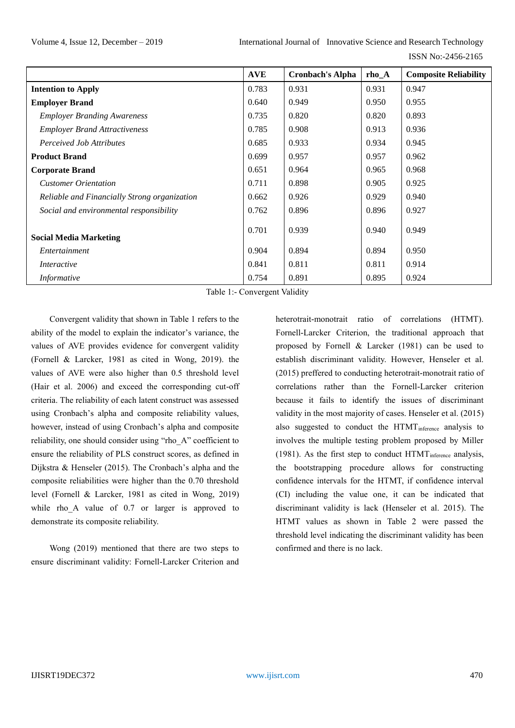| | AVE | Cronbach's Alpha | rho_A | Composite Reliability |
|---|---|---|---|---|
| **Intention to Apply** | 0.783 | 0.931 | 0.931 | 0.947 |
| **Employer Brand** | 0.640 | 0.949 | 0.950 | 0.955 |
| *Employer Branding Awareness* | 0.735 | 0.820 | 0.820 | 0.893 |
| *Employer Brand Attractiveness* | 0.785 | 0.908 | 0.913 | 0.936 |
| *Perceived Job Attributes* | 0.685 | 0.933 | 0.934 | 0.945 |
| **Product Brand** | 0.699 | 0.957 | 0.957 | 0.962 |
| **Corporate Brand** | 0.651 | 0.964 | 0.965 | 0.968 |
| *Customer Orientation* | 0.711 | 0.898 | 0.905 | 0.925 |
| *Reliable and Financially Strong organization* | 0.662 | 0.926 | 0.929 | 0.940 |
| *Social and environmental responsibility* | 0.762 | 0.896 | 0.896 | 0.927 |
| **Social Media Marketing** | 0.701 | 0.939 | 0.940 | 0.949 |
| *Entertainment* | 0.904 | 0.894 | 0.894 | 0.950 |
| *Interactive* | 0.841 | 0.811 | 0.811 | 0.914 |
| *Informative* | 0.754 | 0.891 | 0.895 | 0.924 |

Table 1:- Convergent Validity

Convergent validity that shown in Table 1 refers to the ability of the model to explain the indicator's variance, the values of AVE provides evidence for convergent validity (Fornell & Larcker, 1981 as cited in Wong, 2019). the values of AVE were also higher than 0.5 threshold level (Hair et al. 2006) and exceed the corresponding cut-off criteria. The reliability of each latent construct was assessed using Cronbach's alpha and composite reliability values, however, instead of using Cronbach's alpha and composite reliability, one should consider using "rho_A" coefficient to ensure the reliability of PLS construct scores, as defined in Dijkstra & Henseler (2015). The Cronbach's alpha and the composite reliabilities were higher than the 0.70 threshold level (Fornell & Larcker, 1981 as cited in Wong, 2019) while rho_A value of 0.7 or larger is approved to demonstrate its composite reliability.

Wong (2019) mentioned that there are two steps to ensure discriminant validity: Fornell-Larcker Criterion and heterotrait-monotrait ratio of correlations (HTMT). Fornell-Larcker Criterion, the traditional approach that proposed by Fornell & Larcker (1981) can be used to establish discriminant validity. However, Henseler et al. (2015) preffered to conducting heterotrait-monotrait ratio of correlations rather than the Fornell-Larcker criterion because it fails to identify the issues of discriminant validity in the most majority of cases. Henseler et al. (2015) also suggested to conduct the $HTMT_{inference}$ analysis to involves the multiple testing problem proposed by Miller (1981). As the first step to conduct $HTMT_{inference}$ analysis, the bootstrapping procedure allows for constructing confidence intervals for the HTMT, if confidence interval (CI) including the value one, it can be indicated that discriminant validity is lack (Henseler et al. 2015). The HTMT values as shown in Table 2 were passed the threshold level indicating the discriminant validity has been confirmed and there is no lack.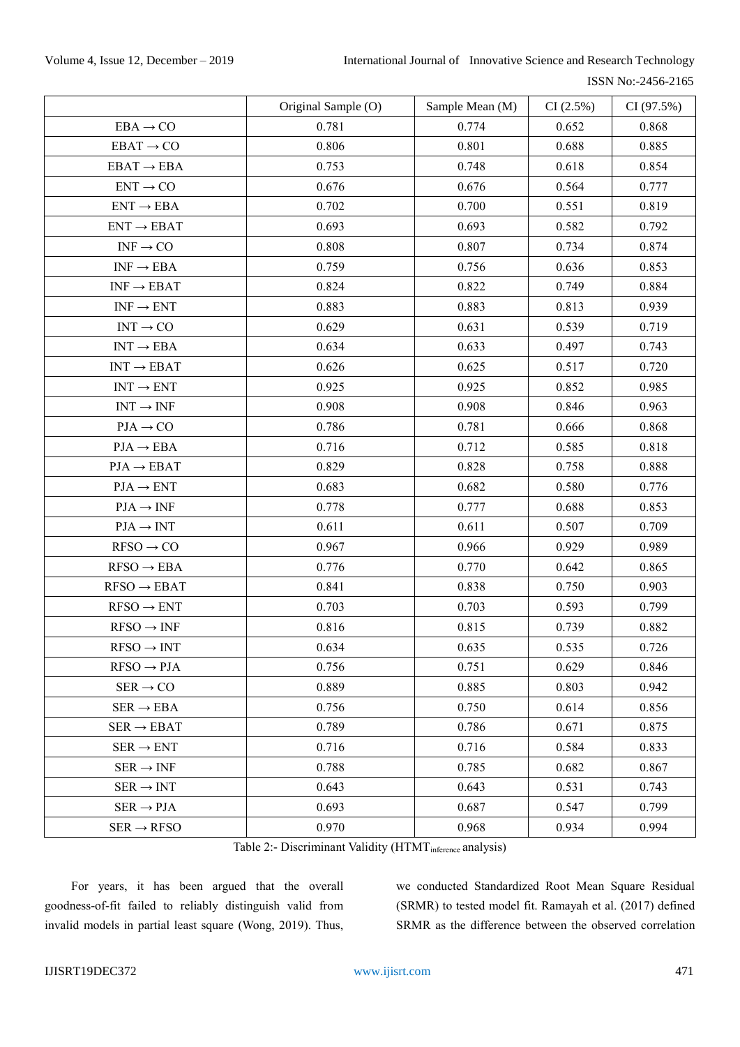| | Original Sample (O) | Sample Mean (M) | CI (2.5%) | CI (97.5%) |
|---|---|---|---|---|
| EBA → CO | 0.781 | 0.774 | 0.652 | 0.868 |
| EBAT → CO | 0.806 | 0.801 | 0.688 | 0.885 |
| EBAT → EBA | 0.753 | 0.748 | 0.618 | 0.854 |
| ENT → CO | 0.676 | 0.676 | 0.564 | 0.777 |
| ENT → EBA | 0.702 | 0.700 | 0.551 | 0.819 |
| ENT → EBAT | 0.693 | 0.693 | 0.582 | 0.792 |
| INF → CO | 0.808 | 0.807 | 0.734 | 0.874 |
| INF → EBA | 0.759 | 0.756 | 0.636 | 0.853 |
| INF → EBAT | 0.824 | 0.822 | 0.749 | 0.884 |
| INF → ENT | 0.883 | 0.883 | 0.813 | 0.939 |
| INT → CO | 0.629 | 0.631 | 0.539 | 0.719 |
| INT → EBA | 0.634 | 0.633 | 0.497 | 0.743 |
| INT → EBAT | 0.626 | 0.625 | 0.517 | 0.720 |
| INT → ENT | 0.925 | 0.925 | 0.852 | 0.985 |
| INT → INF | 0.908 | 0.908 | 0.846 | 0.963 |
| PJA → CO | 0.786 | 0.781 | 0.666 | 0.868 |
| PJA → EBA | 0.716 | 0.712 | 0.585 | 0.818 |
| PJA → EBAT | 0.829 | 0.828 | 0.758 | 0.888 |
| PJA → ENT | 0.683 | 0.682 | 0.580 | 0.776 |
| PJA → INF | 0.778 | 0.777 | 0.688 | 0.853 |
| PJA → INT | 0.611 | 0.611 | 0.507 | 0.709 |
| RFSO → CO | 0.967 | 0.966 | 0.929 | 0.989 |
| RFSO → EBA | 0.776 | 0.770 | 0.642 | 0.865 |
| RFSO → EBAT | 0.841 | 0.838 | 0.750 | 0.903 |
| RFSO → ENT | 0.703 | 0.703 | 0.593 | 0.799 |
| RFSO → INF | 0.816 | 0.815 | 0.739 | 0.882 |
| RFSO → INT | 0.634 | 0.635 | 0.535 | 0.726 |
| RFSO → PJA | 0.756 | 0.751 | 0.629 | 0.846 |
| SER → CO | 0.889 | 0.885 | 0.803 | 0.942 |
| SER → EBA | 0.756 | 0.750 | 0.614 | 0.856 |
| SER → EBAT | 0.789 | 0.786 | 0.671 | 0.875 |
| SER → ENT | 0.716 | 0.716 | 0.584 | 0.833 |
| SER → INF | 0.788 | 0.785 | 0.682 | 0.867 |
| SER → INT | 0.643 | 0.643 | 0.531 | 0.743 |
| SER → PJA | 0.693 | 0.687 | 0.547 | 0.799 |
| SER → RFSO | 0.970 | 0.968 | 0.934 | 0.994 |

Table 2:- Discriminant Validity ($HTMT_{inference}$ analysis)

For years, it has been argued that the overall goodness-of-fit failed to reliably distinguish valid from invalid models in partial least square (Wong, 2019). Thus, we conducted Standardized Root Mean Square Residual (SRMR) to tested model fit. Ramayah et al. (2017) defined SRMR as the difference between the observed correlation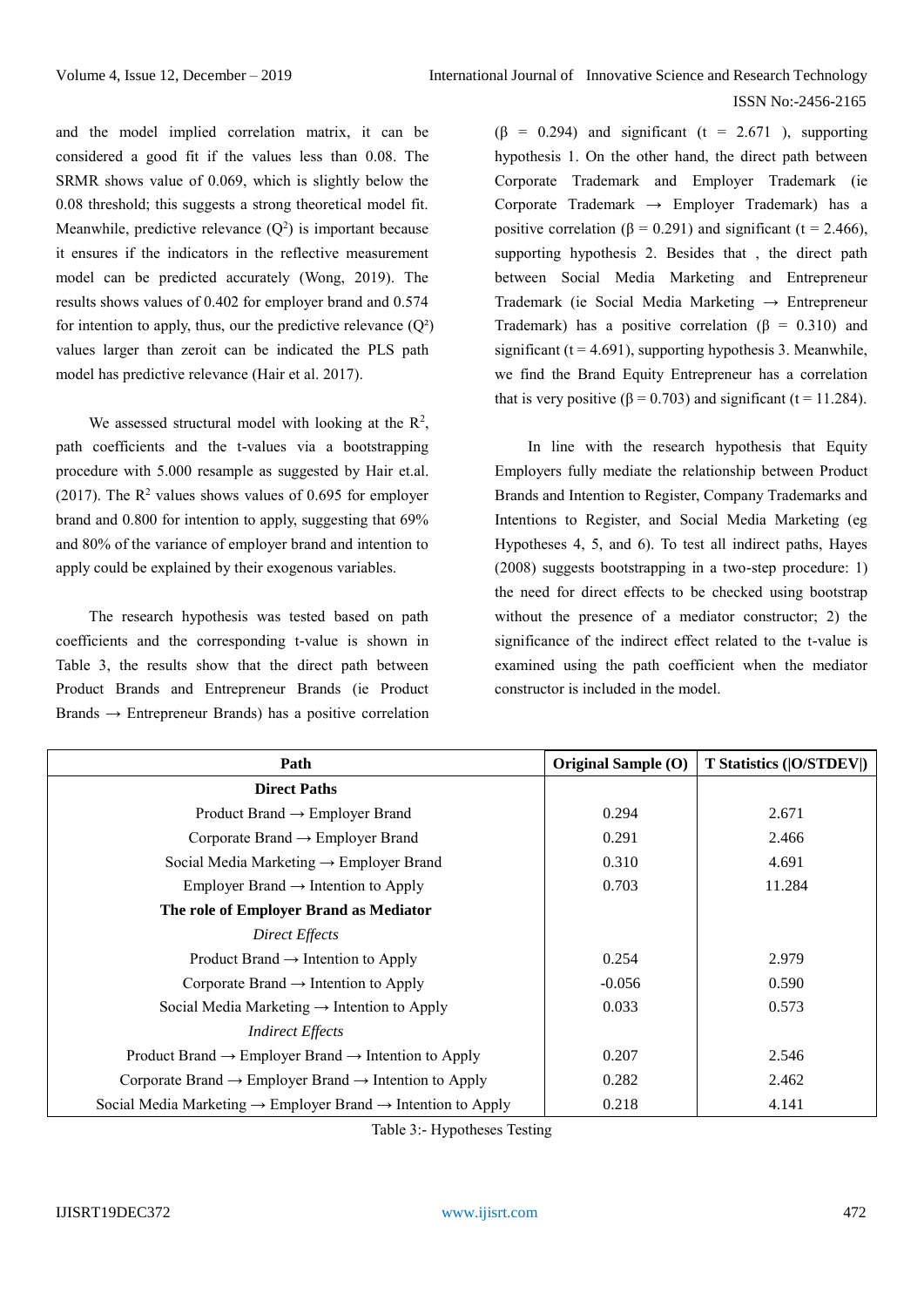and the model implied correlation matrix, it can be considered a good fit if the values less than 0.08. The SRMR shows value of 0.069, which is slightly below the 0.08 threshold; this suggests a strong theoretical model fit. Meanwhile, predictive relevance ($Q^2$) is important because it ensures if the indicators in the reflective measurement model can be predicted accurately (Wong, 2019). The results shows values of 0.402 for employer brand and 0.574 for intention to apply, thus, our the predictive relevance ($Q^2$) values larger than zeroit can be indicated the PLS path model has predictive relevance (Hair et al. 2017).

We assessed structural model with looking at the $R^2$, path coefficients and the t-values via a bootstrapping procedure with 5.000 resample as suggested by Hair et.al. (2017). The $R^2$ values shows values of 0.695 for employer brand and 0.800 for intention to apply, suggesting that 69% and 80% of the variance of employer brand and intention to apply could be explained by their exogenous variables.

The research hypothesis was tested based on path coefficients and the corresponding t-value is shown in Table 3, the results show that the direct path between Product Brands and Entrepreneur Brands (ie Product Brands → Entrepreneur Brands) has a positive correlation ($\beta$ = 0.294) and significant (t = 2.671 ), supporting hypothesis 1. On the other hand, the direct path between Corporate Trademark and Employer Trademark (ie Corporate Trademark → Employer Trademark) has a positive correlation ($\beta$ = 0.291) and significant (t = 2.466), supporting hypothesis 2. Besides that , the direct path between Social Media Marketing and Entrepreneur Trademark (ie Social Media Marketing → Entrepreneur Trademark) has a positive correlation ($\beta$ = 0.310) and significant (t = 4.691), supporting hypothesis 3. Meanwhile, we find the Brand Equity Entrepreneur has a correlation that is very positive ($\beta$ = 0.703) and significant (t = 11.284).

In line with the research hypothesis that Equity Employers fully mediate the relationship between Product Brands and Intention to Register, Company Trademarks and Intentions to Register, and Social Media Marketing (eg Hypotheses 4, 5, and 6). To test all indirect paths, Hayes (2008) suggests bootstrapping in a two-step procedure: 1) the need for direct effects to be checked using bootstrap without the presence of a mediator constructor; 2) the significance of the indirect effect related to the t-value is examined using the path coefficient when the mediator constructor is included in the model.

| Path | Original Sample (O) | T Statistics (\|O/STDEV\|) |
|---|---|---|
| **Direct Paths** | | |
| Product Brand → Employer Brand | 0.294 | 2.671 |
| Corporate Brand → Employer Brand | 0.291 | 2.466 |
| Social Media Marketing → Employer Brand | 0.310 | 4.691 |
| Employer Brand → Intention to Apply | 0.703 | 11.284 |
| **The role of Employer Brand as Mediator** | | |
| *Direct Effects* | | |
| Product Brand → Intention to Apply | 0.254 | 2.979 |
| Corporate Brand → Intention to Apply | -0.056 | 0.590 |
| Social Media Marketing → Intention to Apply | 0.033 | 0.573 |
| *Indirect Effects* | | |
| Product Brand → Employer Brand → Intention to Apply | 0.207 | 2.546 |
| Corporate Brand → Employer Brand → Intention to Apply | 0.282 | 2.462 |
| Social Media Marketing → Employer Brand → Intention to Apply | 0.218 | 4.141 |

Table 3:- Hypotheses Testing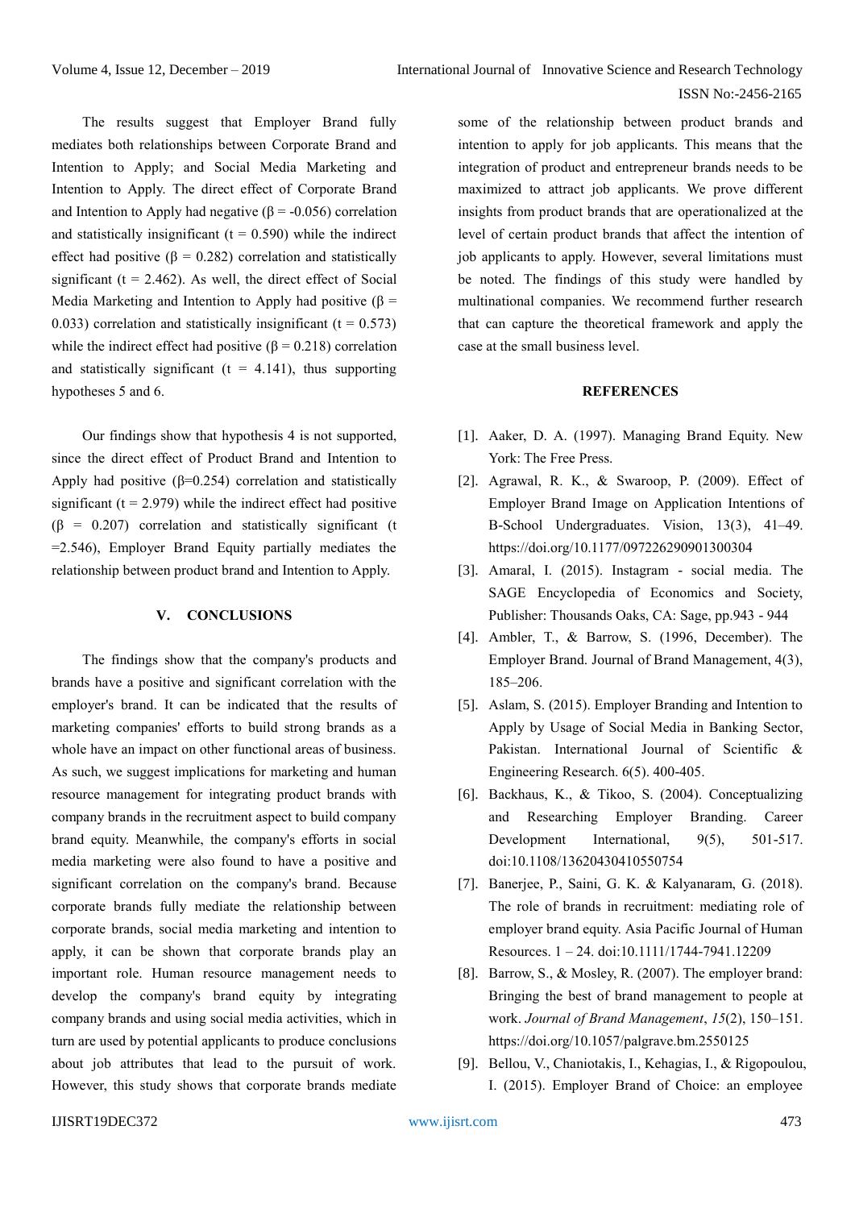The results suggest that Employer Brand fully mediates both relationships between Corporate Brand and Intention to Apply; and Social Media Marketing and Intention to Apply. The direct effect of Corporate Brand and Intention to Apply had negative ($\beta = -0.056$) correlation and statistically insignificant ($t = 0.590$) while the indirect effect had positive ($\beta = 0.282$) correlation and statistically significant ($t = 2.462$). As well, the direct effect of Social Media Marketing and Intention to Apply had positive ($\beta = 0.033$) correlation and statistically insignificant ($t = 0.573$) while the indirect effect had positive ($\beta = 0.218$) correlation and statistically significant ($t = 4.141$), thus supporting hypotheses 5 and 6.

Our findings show that hypothesis 4 is not supported, since the direct effect of Product Brand and Intention to Apply had positive ($\beta=0.254$) correlation and statistically significant ($t = 2.979$) while the indirect effect had positive ($\beta = 0.207$) correlation and statistically significant ($t =2.546$), Employer Brand Equity partially mediates the relationship between product brand and Intention to Apply.

## V. CONCLUSIONS

The findings show that the company's products and brands have a positive and significant correlation with the employer's brand. It can be indicated that the results of marketing companies' efforts to build strong brands as a whole have an impact on other functional areas of business. As such, we suggest implications for marketing and human resource management for integrating product brands with company brands in the recruitment aspect to build company brand equity. Meanwhile, the company's efforts in social media marketing were also found to have a positive and significant correlation on the company's brand. Because corporate brands fully mediate the relationship between corporate brands, social media marketing and intention to apply, it can be shown that corporate brands play an important role. Human resource management needs to develop the company's brand equity by integrating company brands and using social media activities, which in turn are used by potential applicants to produce conclusions about job attributes that lead to the pursuit of work. However, this study shows that corporate brands mediate some of the relationship between product brands and intention to apply for job applicants. This means that the integration of product and entrepreneur brands needs to be maximized to attract job applicants. We prove different insights from product brands that are operationalized at the level of certain product brands that affect the intention of job applicants to apply. However, several limitations must be noted. The findings of this study were handled by multinational companies. We recommend further research that can capture the theoretical framework and apply the case at the small business level.

## REFERENCES

[1]. Aaker, D. A. (1997). Managing Brand Equity. New York: The Free Press.

[2]. Agrawal, R. K., & Swaroop, P. (2009). Effect of Employer Brand Image on Application Intentions of B-School Undergraduates. Vision, 13(3), 41–49. https://doi.org/10.1177/097226290901300304

[3]. Amaral, I. (2015). Instagram - social media. The SAGE Encyclopedia of Economics and Society, Publisher: Thousands Oaks, CA: Sage, pp.943 - 944

[4]. Ambler, T., & Barrow, S. (1996, December). The Employer Brand. Journal of Brand Management, 4(3), 185–206.

[5]. Aslam, S. (2015). Employer Branding and Intention to Apply by Usage of Social Media in Banking Sector, Pakistan. International Journal of Scientific & Engineering Research. 6(5). 400-405.

[6]. Backhaus, K., & Tikoo, S. (2004). Conceptualizing and Researching Employer Branding. Career Development International, 9(5), 501-517. doi:10.1108/13620430410550754

[7]. Banerjee, P., Saini, G. K. & Kalyanaram, G. (2018). The role of brands in recruitment: mediating role of employer brand equity. Asia Pacific Journal of Human Resources. 1 – 24. doi:10.1111/1744-7941.12209

[8]. Barrow, S., & Mosley, R. (2007). The employer brand: Bringing the best of brand management to people at work. *Journal of Brand Management*, *15*(2), 150–151. https://doi.org/10.1057/palgrave.bm.2550125

[9]. Bellou, V., Chaniotakis, I., Kehagias, I., & Rigopoulou, I. (2015). Employer Brand of Choice: an employee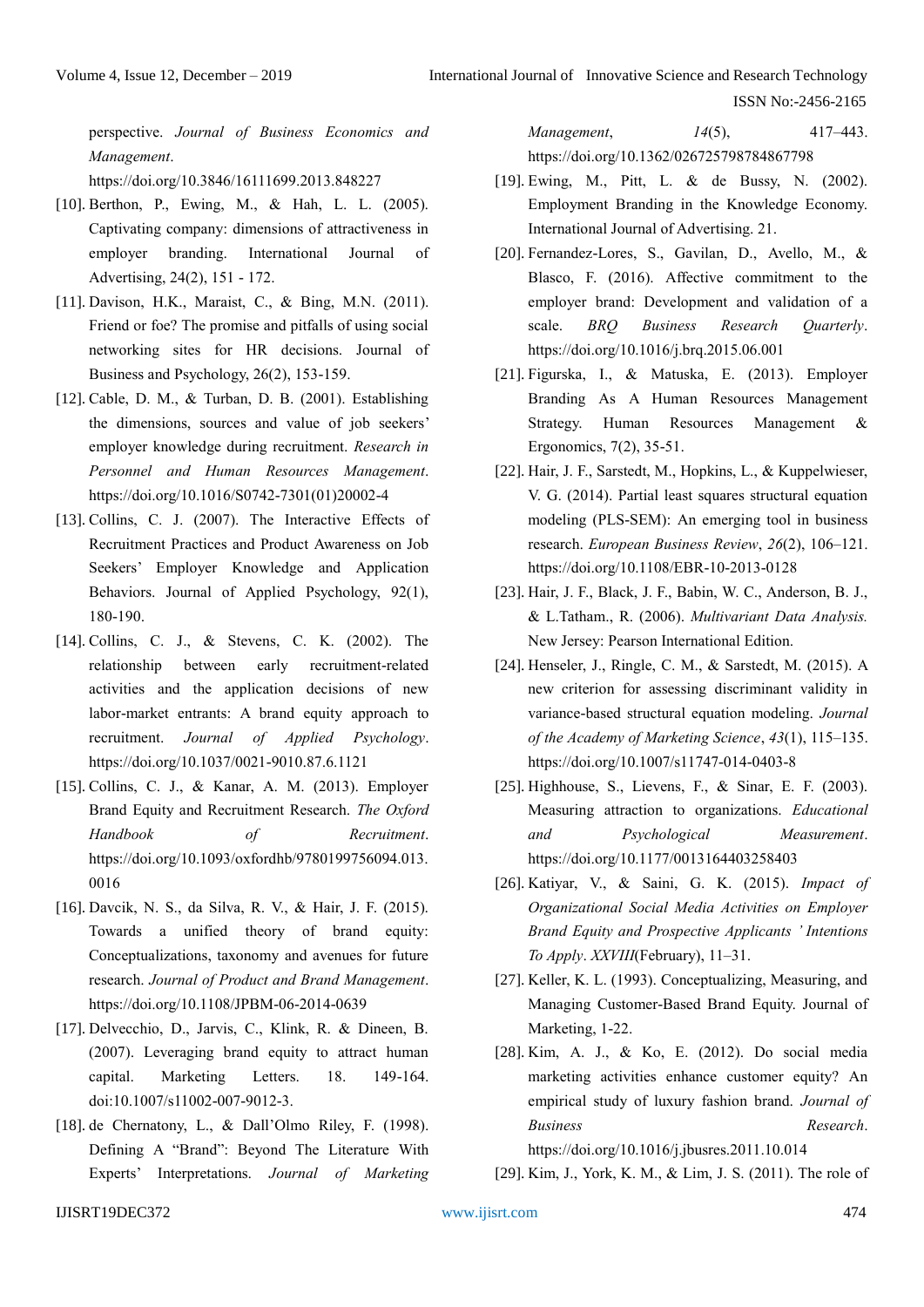perspective. *Journal of Business Economics and Management*. https://doi.org/10.3846/16111699.2013.848227

[10]. Berthon, P., Ewing, M., & Hah, L. L. (2005). Captivating company: dimensions of attractiveness in employer branding. International Journal of Advertising, 24(2), 151 - 172.

[11]. Davison, H.K., Maraist, C., & Bing, M.N. (2011). Friend or foe? The promise and pitfalls of using social networking sites for HR decisions. Journal of Business and Psychology, 26(2), 153-159.

[12]. Cable, D. M., & Turban, D. B. (2001). Establishing the dimensions, sources and value of job seekers' employer knowledge during recruitment. *Research in Personnel and Human Resources Management*. https://doi.org/10.1016/S0742-7301(01)20002-4

[13]. Collins, C. J. (2007). The Interactive Effects of Recruitment Practices and Product Awareness on Job Seekers' Employer Knowledge and Application Behaviors. Journal of Applied Psychology, 92(1), 180-190.

[14]. Collins, C. J., & Stevens, C. K. (2002). The relationship between early recruitment-related activities and the application decisions of new labor-market entrants: A brand equity approach to recruitment. *Journal of Applied Psychology*. https://doi.org/10.1037/0021-9010.87.6.1121

[15]. Collins, C. J., & Kanar, A. M. (2013). Employer Brand Equity and Recruitment Research. *The Oxford Handbook of Recruitment*. https://doi.org/10.1093/oxfordhb/9780199756094.013.0016

[16]. Davcik, N. S., da Silva, R. V., & Hair, J. F. (2015). Towards a unified theory of brand equity: Conceptualizations, taxonomy and avenues for future research. *Journal of Product and Brand Management*. https://doi.org/10.1108/JPBM-06-2014-0639

[17]. Delvecchio, D., Jarvis, C., Klink, R. & Dineen, B. (2007). Leveraging brand equity to attract human capital. Marketing Letters. 18. 149-164. doi:10.1007/s11002-007-9012-3.

[18]. de Chernatony, L., & Dall'Olmo Riley, F. (1998). Defining A "Brand": Beyond The Literature With Experts' Interpretations. *Journal of Marketing Management*, *14*(5), 417–443. https://doi.org/10.1362/026725798784867798

[19]. Ewing, M., Pitt, L. & de Bussy, N. (2002). Employment Branding in the Knowledge Economy. International Journal of Advertising. 21.

[20]. Fernandez-Lores, S., Gavilan, D., Avello, M., & Blasco, F. (2016). Affective commitment to the employer brand: Development and validation of a scale. *BRQ Business Research Quarterly*. https://doi.org/10.1016/j.brq.2015.06.001

[21]. Figurska, I., & Matuska, E. (2013). Employer Branding As A Human Resources Management Strategy. Human Resources Management & Ergonomics, 7(2), 35-51.

[22]. Hair, J. F., Sarstedt, M., Hopkins, L., & Kuppelwieser, V. G. (2014). Partial least squares structural equation modeling (PLS-SEM): An emerging tool in business research. *European Business Review*, *26*(2), 106–121. https://doi.org/10.1108/EBR-10-2013-0128

[23]. Hair, J. F., Black, J. F., Babin, W. C., Anderson, B. J., & L.Tatham., R. (2006). *Multivariant Data Analysis.* New Jersey: Pearson International Edition.

[24]. Henseler, J., Ringle, C. M., & Sarstedt, M. (2015). A new criterion for assessing discriminant validity in variance-based structural equation modeling. *Journal of the Academy of Marketing Science*, *43*(1), 115–135. https://doi.org/10.1007/s11747-014-0403-8

[25]. Highhouse, S., Lievens, F., & Sinar, E. F. (2003). Measuring attraction to organizations. *Educational and Psychological Measurement*. https://doi.org/10.1177/0013164403258403

[26]. Katiyar, V., & Saini, G. K. (2015). *Impact of Organizational Social Media Activities on Employer Brand Equity and Prospective Applicants ' Intentions To Apply*. *XXVIII*(February), 11–31.

[27]. Keller, K. L. (1993). Conceptualizing, Measuring, and Managing Customer-Based Brand Equity. Journal of Marketing, 1-22.

[28]. Kim, A. J., & Ko, E. (2012). Do social media marketing activities enhance customer equity? An empirical study of luxury fashion brand. *Journal of Business Research*. https://doi.org/10.1016/j.jbusres.2011.10.014

[29]. Kim, J., York, K. M., & Lim, J. S. (2011). The role of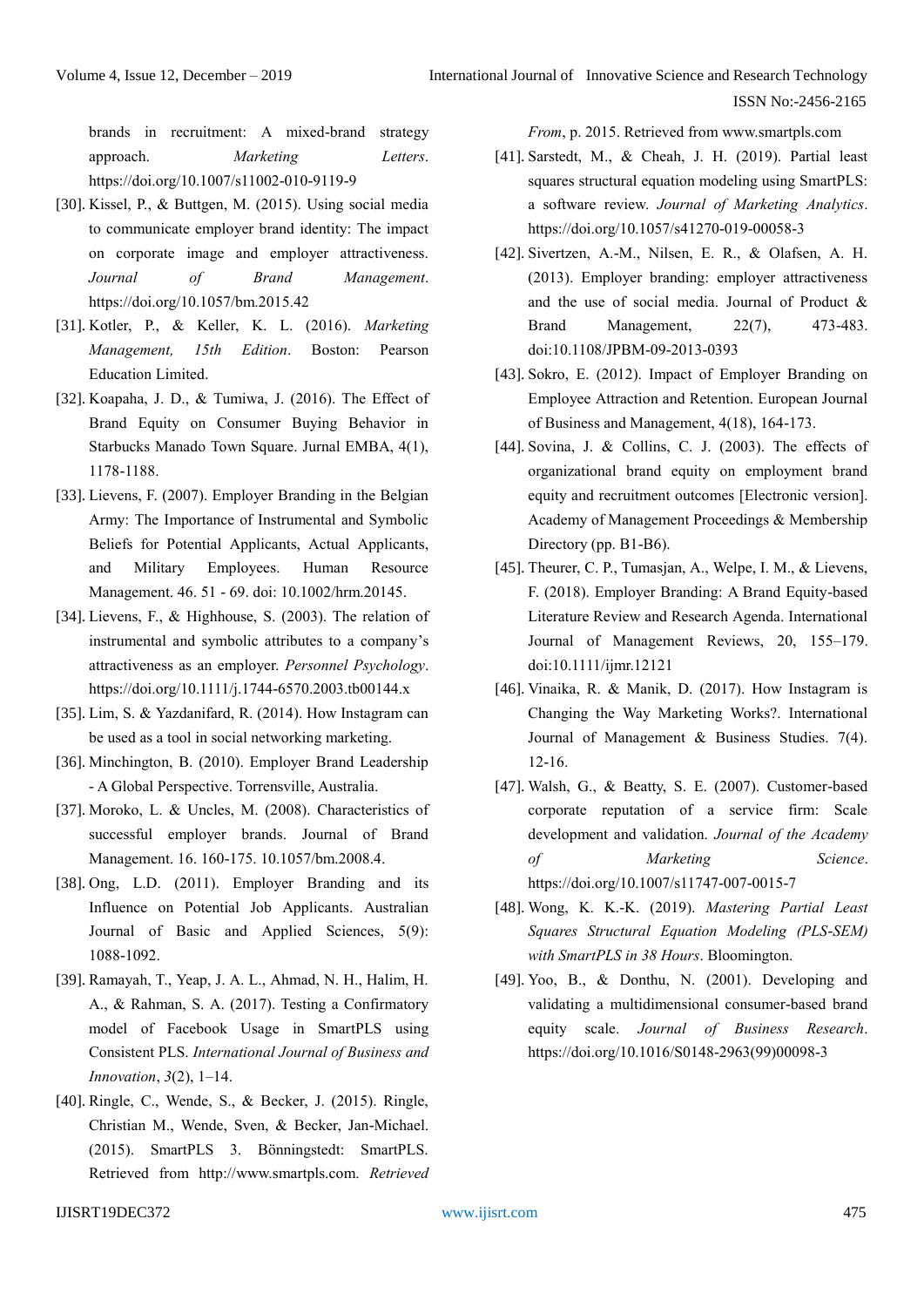brands in recruitment: A mixed-brand strategy approach. *Marketing Letters*. https://doi.org/10.1007/s11002-010-9119-9

[30]. Kissel, P., & Buttgen, M. (2015). Using social media to communicate employer brand identity: The impact on corporate image and employer attractiveness. *Journal of Brand Management*. https://doi.org/10.1057/bm.2015.42

[31]. Kotler, P., & Keller, K. L. (2016). *Marketing Management, 15th Edition*. Boston: Pearson Education Limited.

[32]. Koapaha, J. D., & Tumiwa, J. (2016). The Effect of Brand Equity on Consumer Buying Behavior in Starbucks Manado Town Square. Jurnal EMBA, 4(1), 1178-1188.

[33]. Lievens, F. (2007). Employer Branding in the Belgian Army: The Importance of Instrumental and Symbolic Beliefs for Potential Applicants, Actual Applicants, and Military Employees. Human Resource Management. 46. 51 - 69. doi: 10.1002/hrm.20145.

[34]. Lievens, F., & Highhouse, S. (2003). The relation of instrumental and symbolic attributes to a company's attractiveness as an employer. *Personnel Psychology*. https://doi.org/10.1111/j.1744-6570.2003.tb00144.x

[35]. Lim, S. & Yazdanifard, R. (2014). How Instagram can be used as a tool in social networking marketing.

[36]. Minchington, B. (2010). Employer Brand Leadership - A Global Perspective. Torrensville, Australia.

[37]. Moroko, L. & Uncles, M. (2008). Characteristics of successful employer brands. Journal of Brand Management. 16. 160-175. 10.1057/bm.2008.4.

[38]. Ong, L.D. (2011). Employer Branding and its Influence on Potential Job Applicants. Australian Journal of Basic and Applied Sciences, 5(9): 1088-1092.

[39]. Ramayah, T., Yeap, J. A. L., Ahmad, N. H., Halim, H. A., & Rahman, S. A. (2017). Testing a Confirmatory model of Facebook Usage in SmartPLS using Consistent PLS. *International Journal of Business and Innovation*, *3*(2), 1–14.

[40]. Ringle, C., Wende, S., & Becker, J. (2015). Ringle, Christian M., Wende, Sven, & Becker, Jan-Michael. (2015). SmartPLS 3. Bönningstedt: SmartPLS. Retrieved from http://www.smartpls.com. *Retrieved From*, p. 2015. Retrieved from www.smartpls.com

[41]. Sarstedt, M., & Cheah, J. H. (2019). Partial least squares structural equation modeling using SmartPLS: a software review. *Journal of Marketing Analytics*. https://doi.org/10.1057/s41270-019-00058-3

[42]. Sivertzen, A.-M., Nilsen, E. R., & Olafsen, A. H. (2013). Employer branding: employer attractiveness and the use of social media. Journal of Product & Brand Management, 22(7), 473-483. doi:10.1108/JPBM-09-2013-0393

[43]. Sokro, E. (2012). Impact of Employer Branding on Employee Attraction and Retention. European Journal of Business and Management, 4(18), 164-173.

[44]. Sovina, J. & Collins, C. J. (2003). The effects of organizational brand equity on employment brand equity and recruitment outcomes [Electronic version]. Academy of Management Proceedings & Membership Directory (pp. B1-B6).

[45]. Theurer, C. P., Tumasjan, A., Welpe, I. M., & Lievens, F. (2018). Employer Branding: A Brand Equity-based Literature Review and Research Agenda. International Journal of Management Reviews, 20, 155–179. doi:10.1111/ijmr.12121

[46]. Vinaika, R. & Manik, D. (2017). How Instagram is Changing the Way Marketing Works?. International Journal of Management & Business Studies. 7(4). 12-16.

[47]. Walsh, G., & Beatty, S. E. (2007). Customer-based corporate reputation of a service firm: Scale development and validation. *Journal of the Academy of Marketing Science*. https://doi.org/10.1007/s11747-007-0015-7

[48]. Wong, K. K.-K. (2019). *Mastering Partial Least Squares Structural Equation Modeling (PLS-SEM) with SmartPLS in 38 Hours*. Bloomington.

[49]. Yoo, B., & Donthu, N. (2001). Developing and validating a multidimensional consumer-based brand equity scale. *Journal of Business Research*. https://doi.org/10.1016/S0148-2963(99)00098-3